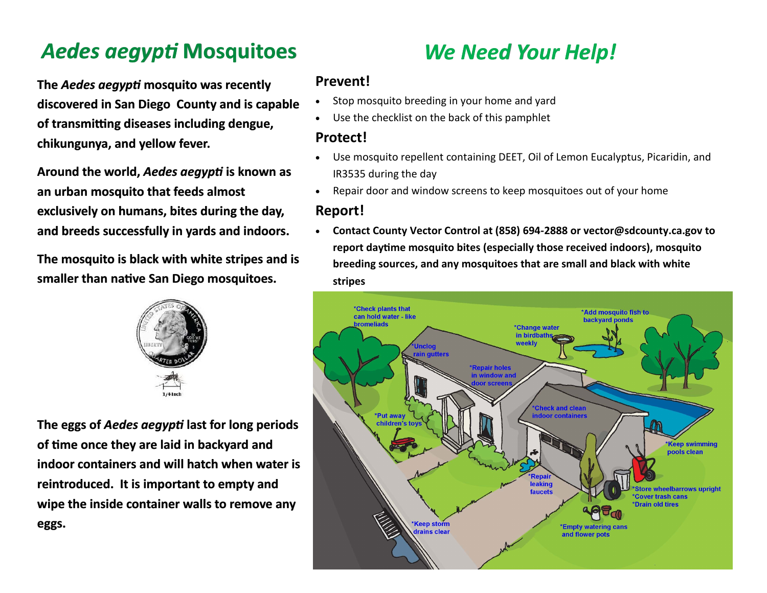# *Aedes aegypti* Mosquitoes

**The *Aedes aegypti* mosquito was recently discovered in San Diego County and is capable of transmitting diseases including dengue, chikungunya, and yellow fever.**

**Around the world, *Aedes aegypti* is known as an urban mosquito that feeds almost exclusively on humans, bites during the day, and breeds successfully in yards and indoors.**

**The mosquito is black with white stripes and is smaller than native San Diego mosquitoes.**

1/4 Inch

**The eggs of *Aedes aegypti* last for long periods of time once they are laid in backyard and indoor containers and will hatch when water is reintroduced. It is important to empty and wipe the inside container walls to remove any eggs.**

# *We Need Your Help!*

## Prevent!

- Stop mosquito breeding in your home and yard
- Use the checklist on the back of this pamphlet

## Protect!

- Use mosquito repellent containing DEET, Oil of Lemon Eucalyptus, Picaridin, and IR3535 during the day
- Repair door and window screens to keep mosquitoes out of your home

## Report!

- **Contact County Vector Control at (858) 694-2888 or vector@sdcounty.ca.gov to report daytime mosquito bites (especially those received indoors), mosquito breeding sources, and any mosquitoes that are small and black with white stripes**

*Check plants that can hold water - like bromeliads
*Unclog rain gutters
*Change water in birdbaths weekly
*Add mosquito fish to backyard ponds
*Repair holes in window and door screens
*Put away children's toys
*Check and clean indoor containers
*Keep swimming pools clean
*Repair leaking faucets
*Store wheelbarrows upright
*Cover trash cans
*Drain old tires
*Keep storm drains clear
*Empty watering cans and flower pots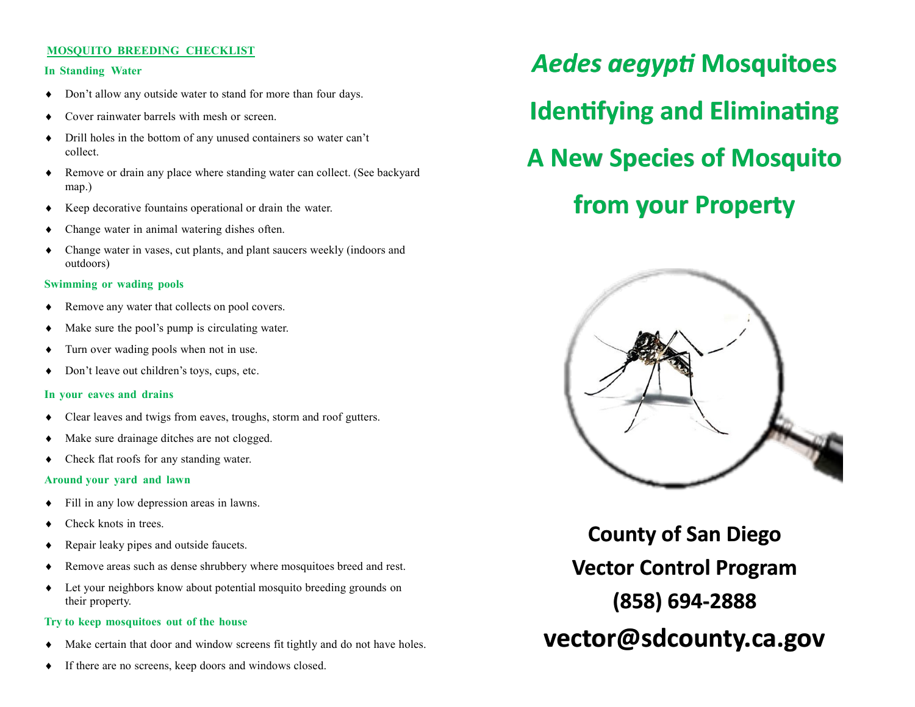## MOSQUITO BREEDING CHECKLIST

### In Standing Water

- Don't allow any outside water to stand for more than four days.
- Cover rainwater barrels with mesh or screen.
- Drill holes in the bottom of any unused containers so water can't collect.
- Remove or drain any place where standing water can collect. (See backyard map.)
- Keep decorative fountains operational or drain the water.
- Change water in animal watering dishes often.
- Change water in vases, cut plants, and plant saucers weekly (indoors and outdoors)

### Swimming or wading pools

- Remove any water that collects on pool covers.
- Make sure the pool's pump is circulating water.
- Turn over wading pools when not in use.
- Don't leave out children's toys, cups, etc.

### In your eaves and drains

- Clear leaves and twigs from eaves, troughs, storm and roof gutters.
- Make sure drainage ditches are not clogged.
- Check flat roofs for any standing water.

### Around your yard and lawn

- Fill in any low depression areas in lawns.
- Check knots in trees.
- Repair leaky pipes and outside faucets.
- Remove areas such as dense shrubbery where mosquitoes breed and rest.
- Let your neighbors know about potential mosquito breeding grounds on their property.

### Try to keep mosquitoes out of the house

- Make certain that door and window screens fit tightly and do not have holes.
- If there are no screens, keep doors and windows closed.

# *Aedes aegypti* Mosquitoes

# Identifying and Eliminating

# A New Species of Mosquito

# from your Property

**County of San Diego**

**Vector Control Program**

**(858) 694-2888**

**vector@sdcounty.ca.gov**